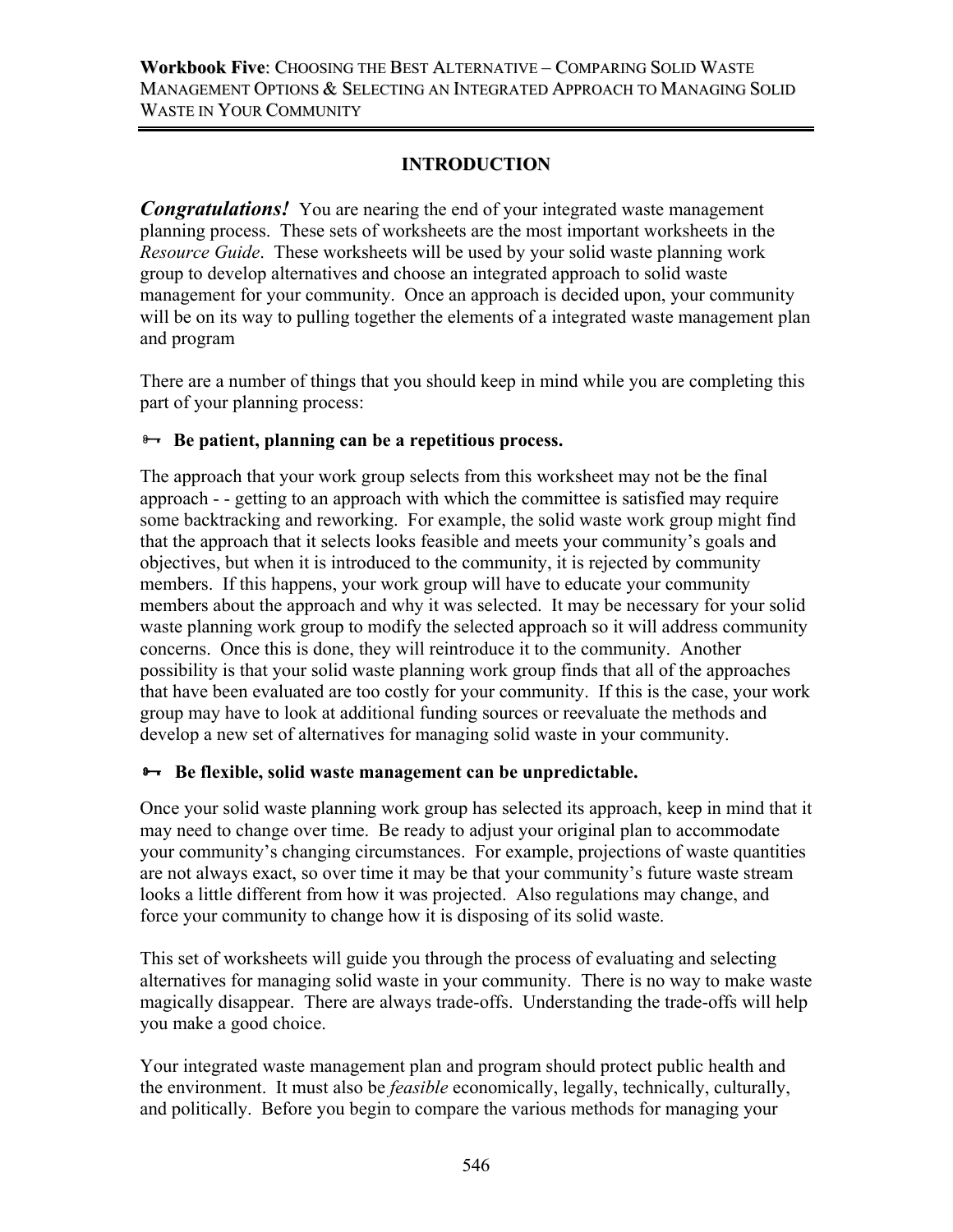**Workbook Five**: CHOOSING THE BEST ALTERNATIVE – COMPARING SOLID WASTE MANAGEMENT OPTIONS & SELECTING AN INTEGRATED APPROACH TO MANAGING SOLID WASTE IN YOUR COMMUNITY

## INTRODUCTION

***Congratulations!*** You are nearing the end of your integrated waste management planning process. These sets of worksheets are the most important worksheets in the *Resource Guide*. These worksheets will be used by your solid waste planning work group to develop alternatives and choose an integrated approach to solid waste management for your community. Once an approach is decided upon, your community will be on its way to pulling together the elements of a integrated waste management plan and program

There are a number of things that you should keep in mind while you are completing this part of your planning process:

- **Be patient, planning can be a repetitious process.**

The approach that your work group selects from this worksheet may not be the final approach - - getting to an approach with which the committee is satisfied may require some backtracking and reworking. For example, the solid waste work group might find that the approach that it selects looks feasible and meets your community's goals and objectives, but when it is introduced to the community, it is rejected by community members. If this happens, your work group will have to educate your community members about the approach and why it was selected. It may be necessary for your solid waste planning work group to modify the selected approach so it will address community concerns. Once this is done, they will reintroduce it to the community. Another possibility is that your solid waste planning work group finds that all of the approaches that have been evaluated are too costly for your community. If this is the case, your work group may have to look at additional funding sources or reevaluate the methods and develop a new set of alternatives for managing solid waste in your community.

- **Be flexible, solid waste management can be unpredictable.**

Once your solid waste planning work group has selected its approach, keep in mind that it may need to change over time. Be ready to adjust your original plan to accommodate your community's changing circumstances. For example, projections of waste quantities are not always exact, so over time it may be that your community's future waste stream looks a little different from how it was projected. Also regulations may change, and force your community to change how it is disposing of its solid waste.

This set of worksheets will guide you through the process of evaluating and selecting alternatives for managing solid waste in your community. There is no way to make waste magically disappear. There are always trade-offs. Understanding the trade-offs will help you make a good choice.

Your integrated waste management plan and program should protect public health and the environment. It must also be *feasible* economically, legally, technically, culturally, and politically. Before you begin to compare the various methods for managing your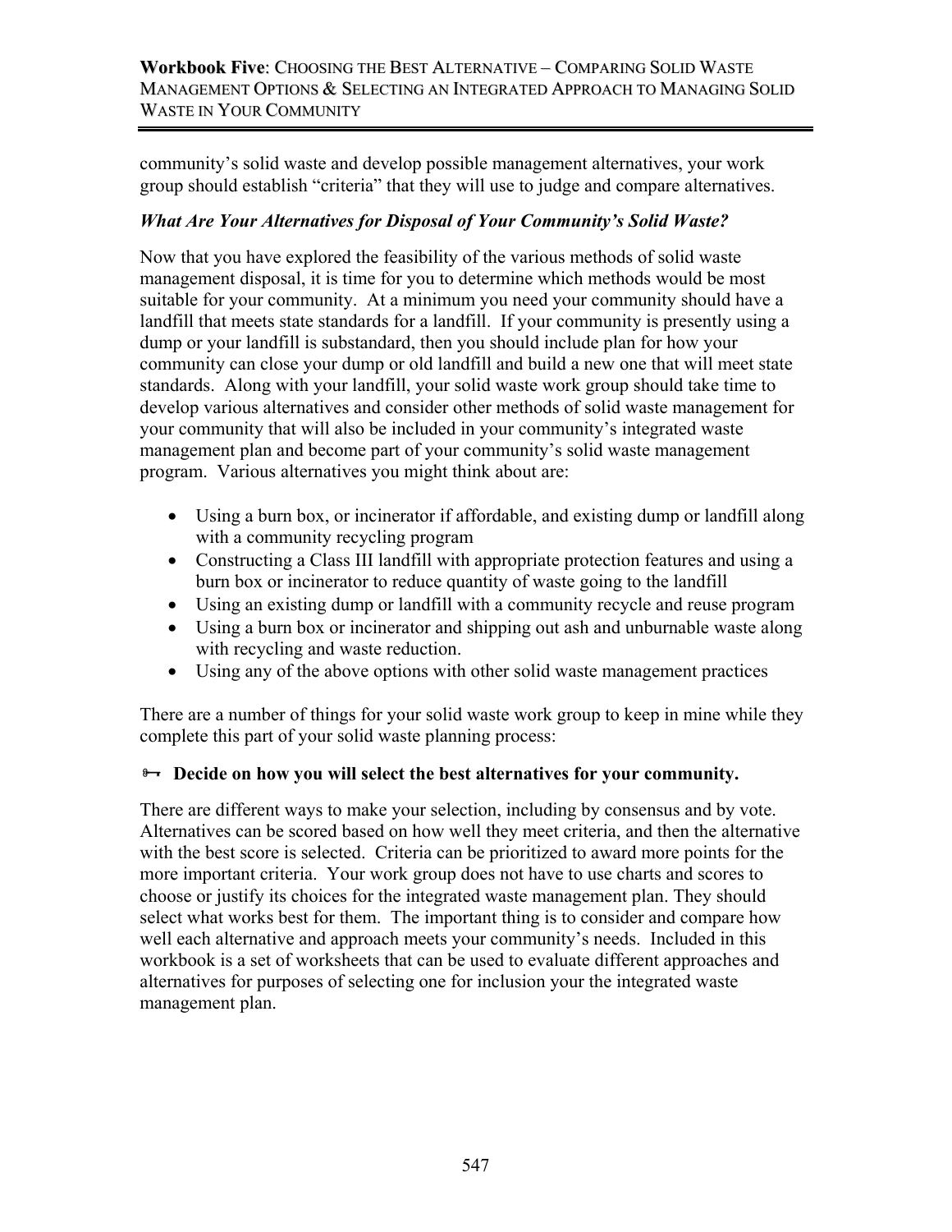community's solid waste and develop possible management alternatives, your work group should establish "criteria" that they will use to judge and compare alternatives.

***What Are Your Alternatives for Disposal of Your Community's Solid Waste?***

Now that you have explored the feasibility of the various methods of solid waste management disposal, it is time for you to determine which methods would be most suitable for your community. At a minimum you need your community should have a landfill that meets state standards for a landfill. If your community is presently using a dump or your landfill is substandard, then you should include plan for how your community can close your dump or old landfill and build a new one that will meet state standards. Along with your landfill, your solid waste work group should take time to develop various alternatives and consider other methods of solid waste management for your community that will also be included in your community's integrated waste management plan and become part of your community's solid waste management program. Various alternatives you might think about are:

- Using a burn box, or incinerator if affordable, and existing dump or landfill along with a community recycling program
- Constructing a Class III landfill with appropriate protection features and using a burn box or incinerator to reduce quantity of waste going to the landfill
- Using an existing dump or landfill with a community recycle and reuse program
- Using a burn box or incinerator and shipping out ash and unburnable waste along with recycling and waste reduction.
- Using any of the above options with other solid waste management practices

There are a number of things for your solid waste work group to keep in mine while they complete this part of your solid waste planning process:

**Decide on how you will select the best alternatives for your community.**

There are different ways to make your selection, including by consensus and by vote. Alternatives can be scored based on how well they meet criteria, and then the alternative with the best score is selected. Criteria can be prioritized to award more points for the more important criteria. Your work group does not have to use charts and scores to choose or justify its choices for the integrated waste management plan. They should select what works best for them. The important thing is to consider and compare how well each alternative and approach meets your community's needs. Included in this workbook is a set of worksheets that can be used to evaluate different approaches and alternatives for purposes of selecting one for inclusion your the integrated waste management plan.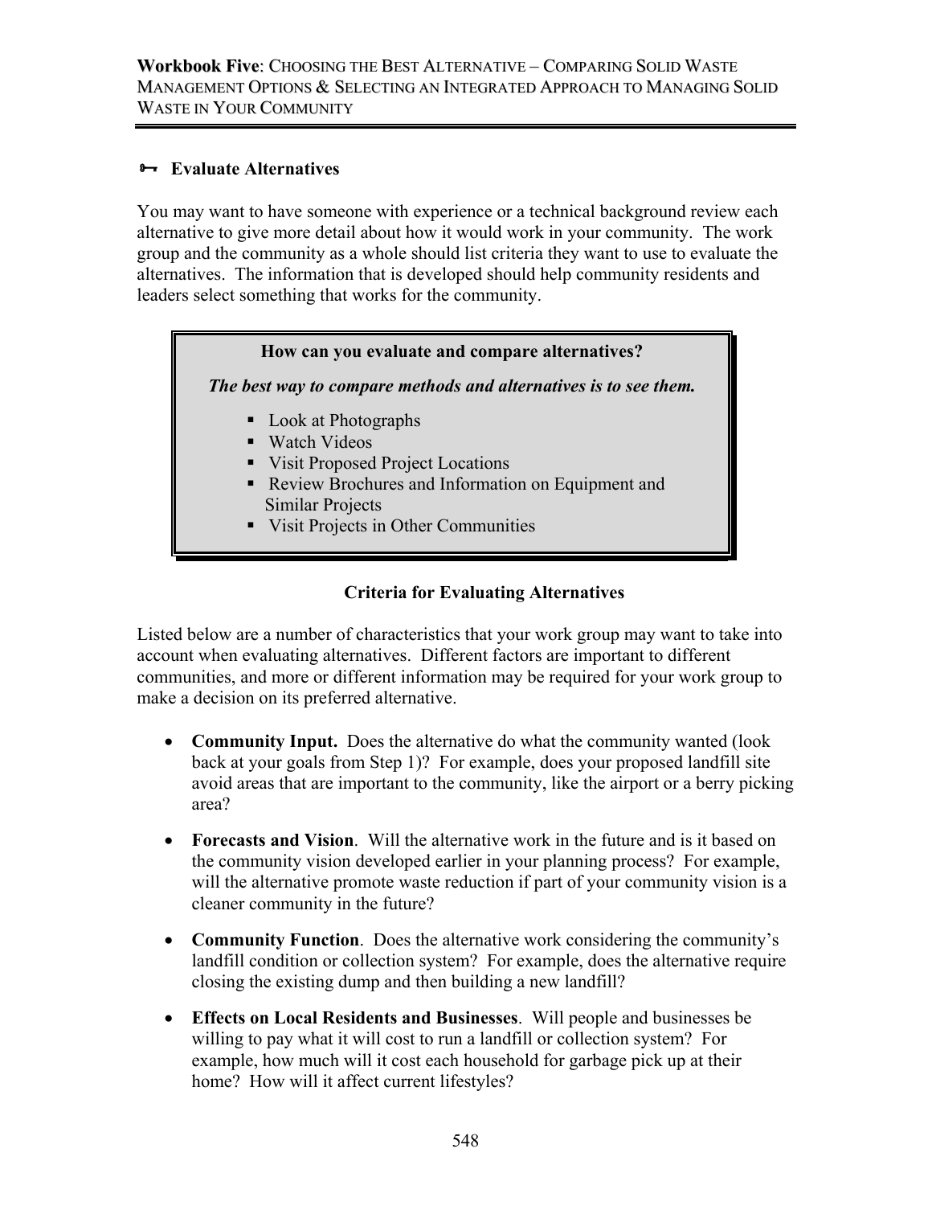### Evaluate Alternatives

You may want to have someone with experience or a technical background review each alternative to give more detail about how it would work in your community. The work group and the community as a whole should list criteria they want to use to evaluate the alternatives. The information that is developed should help community residents and leaders select something that works for the community.

> **How can you evaluate and compare alternatives?**
>
> ***The best way to compare methods and alternatives is to see them.***
>
> - Look at Photographs
> - Watch Videos
> - Visit Proposed Project Locations
> - Review Brochures and Information on Equipment and Similar Projects
> - Visit Projects in Other Communities

**Criteria for Evaluating Alternatives**

Listed below are a number of characteristics that your work group may want to take into account when evaluating alternatives. Different factors are important to different communities, and more or different information may be required for your work group to make a decision on its preferred alternative.

- **Community Input.** Does the alternative do what the community wanted (look back at your goals from Step 1)? For example, does your proposed landfill site avoid areas that are important to the community, like the airport or a berry picking area?
- **Forecasts and Vision**. Will the alternative work in the future and is it based on the community vision developed earlier in your planning process? For example, will the alternative promote waste reduction if part of your community vision is a cleaner community in the future?
- **Community Function**. Does the alternative work considering the community's landfill condition or collection system? For example, does the alternative require closing the existing dump and then building a new landfill?
- **Effects on Local Residents and Businesses**. Will people and businesses be willing to pay what it will cost to run a landfill or collection system? For example, how much will it cost each household for garbage pick up at their home? How will it affect current lifestyles?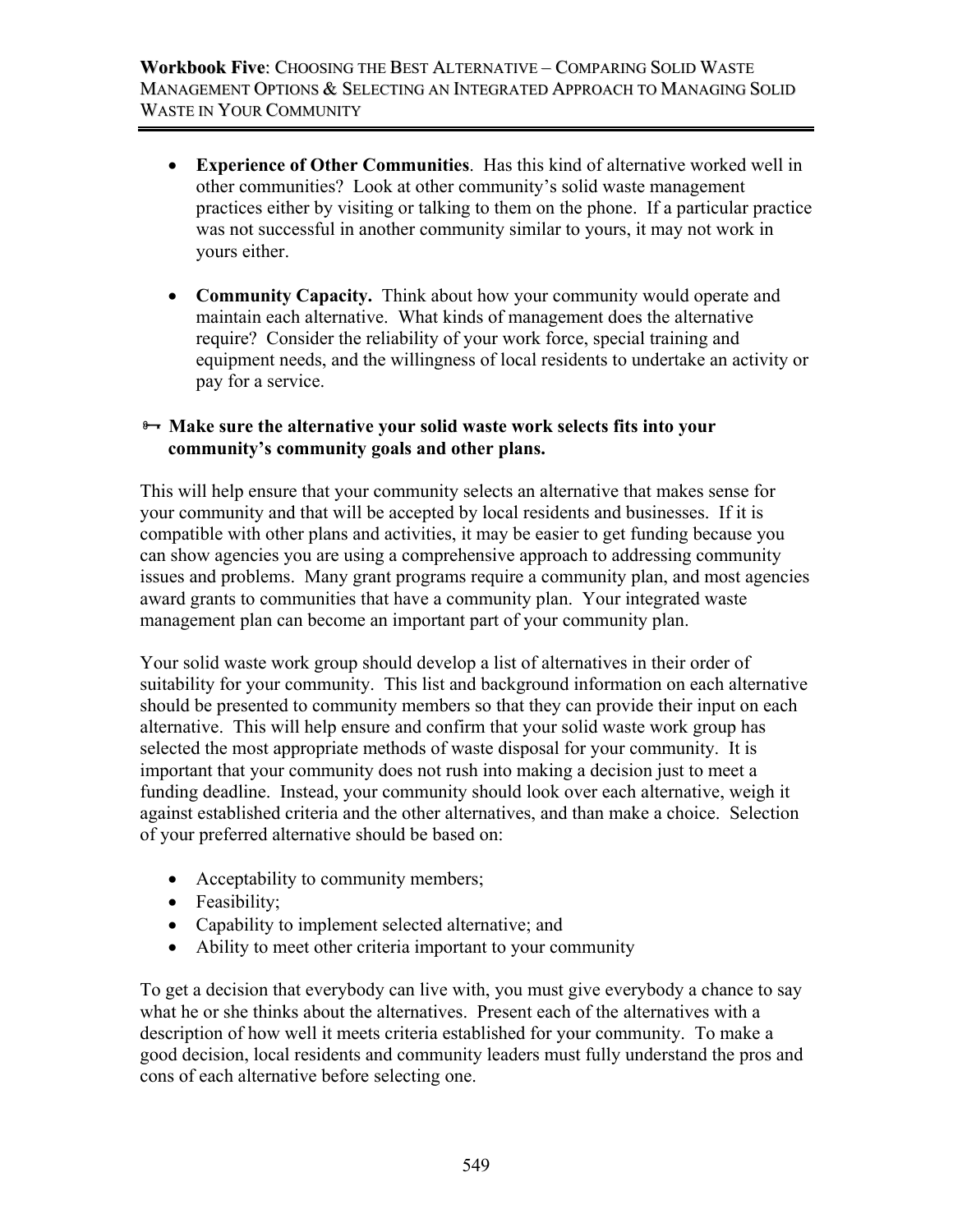- **Experience of Other Communities**. Has this kind of alternative worked well in other communities? Look at other community's solid waste management practices either by visiting or talking to them on the phone. If a particular practice was not successful in another community similar to yours, it may not work in yours either.

- **Community Capacity.** Think about how your community would operate and maintain each alternative. What kinds of management does the alternative require? Consider the reliability of your work force, special training and equipment needs, and the willingness of local residents to undertake an activity or pay for a service.

🗝 **Make sure the alternative your solid waste work selects fits into your community's community goals and other plans.**

This will help ensure that your community selects an alternative that makes sense for your community and that will be accepted by local residents and businesses. If it is compatible with other plans and activities, it may be easier to get funding because you can show agencies you are using a comprehensive approach to addressing community issues and problems. Many grant programs require a community plan, and most agencies award grants to communities that have a community plan. Your integrated waste management plan can become an important part of your community plan.

Your solid waste work group should develop a list of alternatives in their order of suitability for your community. This list and background information on each alternative should be presented to community members so that they can provide their input on each alternative. This will help ensure and confirm that your solid waste work group has selected the most appropriate methods of waste disposal for your community. It is important that your community does not rush into making a decision just to meet a funding deadline. Instead, your community should look over each alternative, weigh it against established criteria and the other alternatives, and than make a choice. Selection of your preferred alternative should be based on:

- Acceptability to community members;
- Feasibility;
- Capability to implement selected alternative; and
- Ability to meet other criteria important to your community

To get a decision that everybody can live with, you must give everybody a chance to say what he or she thinks about the alternatives. Present each of the alternatives with a description of how well it meets criteria established for your community. To make a good decision, local residents and community leaders must fully understand the pros and cons of each alternative before selecting one.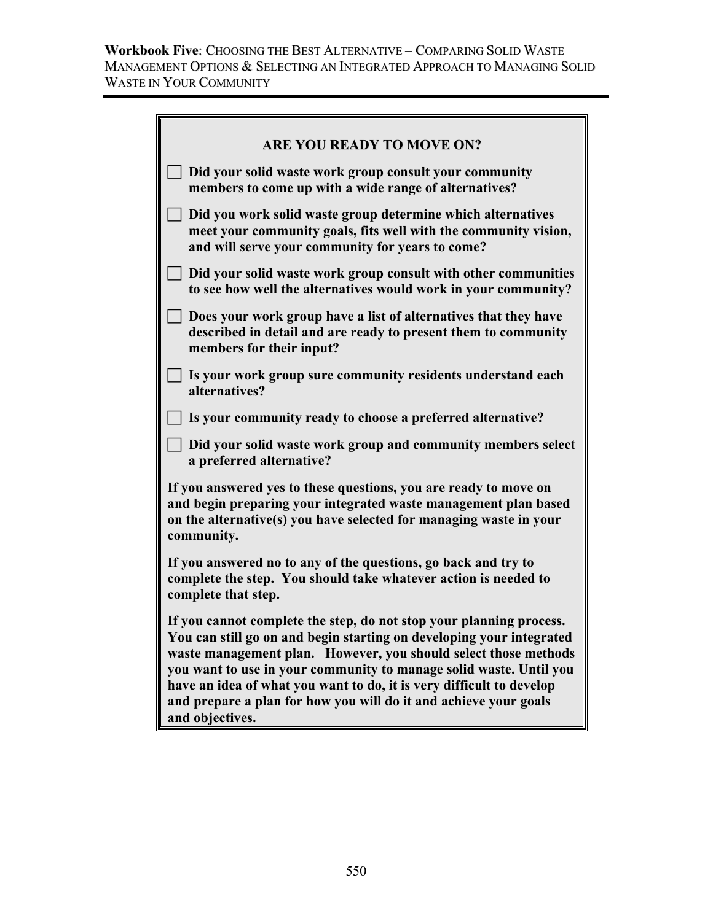## ARE YOU READY TO MOVE ON?

- ☐ **Did your solid waste work group consult your community members to come up with a wide range of alternatives?**
- ☐ **Did you work solid waste group determine which alternatives meet your community goals, fits well with the community vision, and will serve your community for years to come?**
- ☐ **Did your solid waste work group consult with other communities to see how well the alternatives would work in your community?**
- ☐ **Does your work group have a list of alternatives that they have described in detail and are ready to present them to community members for their input?**
- ☐ **Is your work group sure community residents understand each alternatives?**
- ☐ **Is your community ready to choose a preferred alternative?**
- ☐ **Did your solid waste work group and community members select a preferred alternative?**

**If you answered yes to these questions, you are ready to move on and begin preparing your integrated waste management plan based on the alternative(s) you have selected for managing waste in your community.**

**If you answered no to any of the questions, go back and try to complete the step. You should take whatever action is needed to complete that step.**

**If you cannot complete the step, do not stop your planning process. You can still go on and begin starting on developing your integrated waste management plan. However, you should select those methods you want to use in your community to manage solid waste. Until you have an idea of what you want to do, it is very difficult to develop and prepare a plan for how you will do it and achieve your goals and objectives.**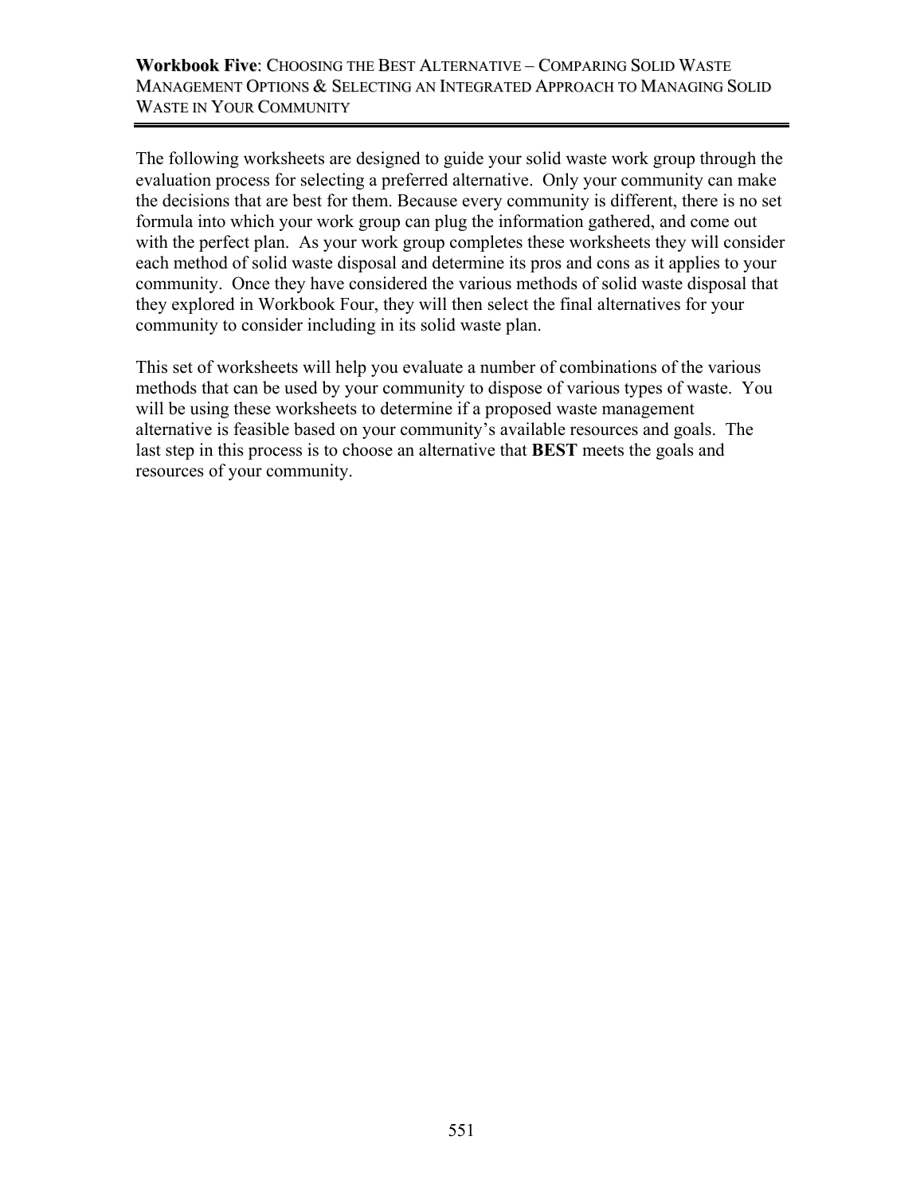The following worksheets are designed to guide your solid waste work group through the evaluation process for selecting a preferred alternative. Only your community can make the decisions that are best for them. Because every community is different, there is no set formula into which your work group can plug the information gathered, and come out with the perfect plan. As your work group completes these worksheets they will consider each method of solid waste disposal and determine its pros and cons as it applies to your community. Once they have considered the various methods of solid waste disposal that they explored in Workbook Four, they will then select the final alternatives for your community to consider including in its solid waste plan.

This set of worksheets will help you evaluate a number of combinations of the various methods that can be used by your community to dispose of various types of waste. You will be using these worksheets to determine if a proposed waste management alternative is feasible based on your community's available resources and goals. The last step in this process is to choose an alternative that **BEST** meets the goals and resources of your community.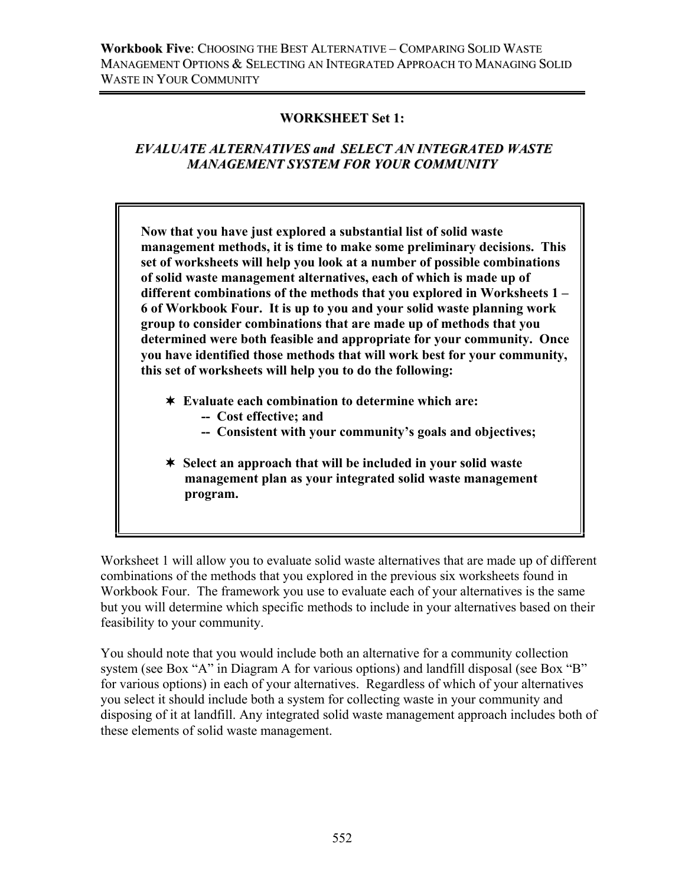## WORKSHEET Set 1:

### *EVALUATE ALTERNATIVES and SELECT AN INTEGRATED WASTE MANAGEMENT SYSTEM FOR YOUR COMMUNITY*

**Now that you have just explored a substantial list of solid waste management methods, it is time to make some preliminary decisions. This set of worksheets will help you look at a number of possible combinations of solid waste management alternatives, each of which is made up of different combinations of the methods that you explored in Worksheets 1 – 6 of Workbook Four. It is up to you and your solid waste planning work group to consider combinations that are made up of methods that you determined were both feasible and appropriate for your community. Once you have identified those methods that will work best for your community, this set of worksheets will help you to do the following:**

- **Evaluate each combination to determine which are:**
  - **-- Cost effective; and**
  - **-- Consistent with your community's goals and objectives;**
- **Select an approach that will be included in your solid waste management plan as your integrated solid waste management program.**

Worksheet 1 will allow you to evaluate solid waste alternatives that are made up of different combinations of the methods that you explored in the previous six worksheets found in Workbook Four. The framework you use to evaluate each of your alternatives is the same but you will determine which specific methods to include in your alternatives based on their feasibility to your community.

You should note that you would include both an alternative for a community collection system (see Box "A" in Diagram A for various options) and landfill disposal (see Box "B" for various options) in each of your alternatives. Regardless of which of your alternatives you select it should include both a system for collecting waste in your community and disposing of it at landfill. Any integrated solid waste management approach includes both of these elements of solid waste management.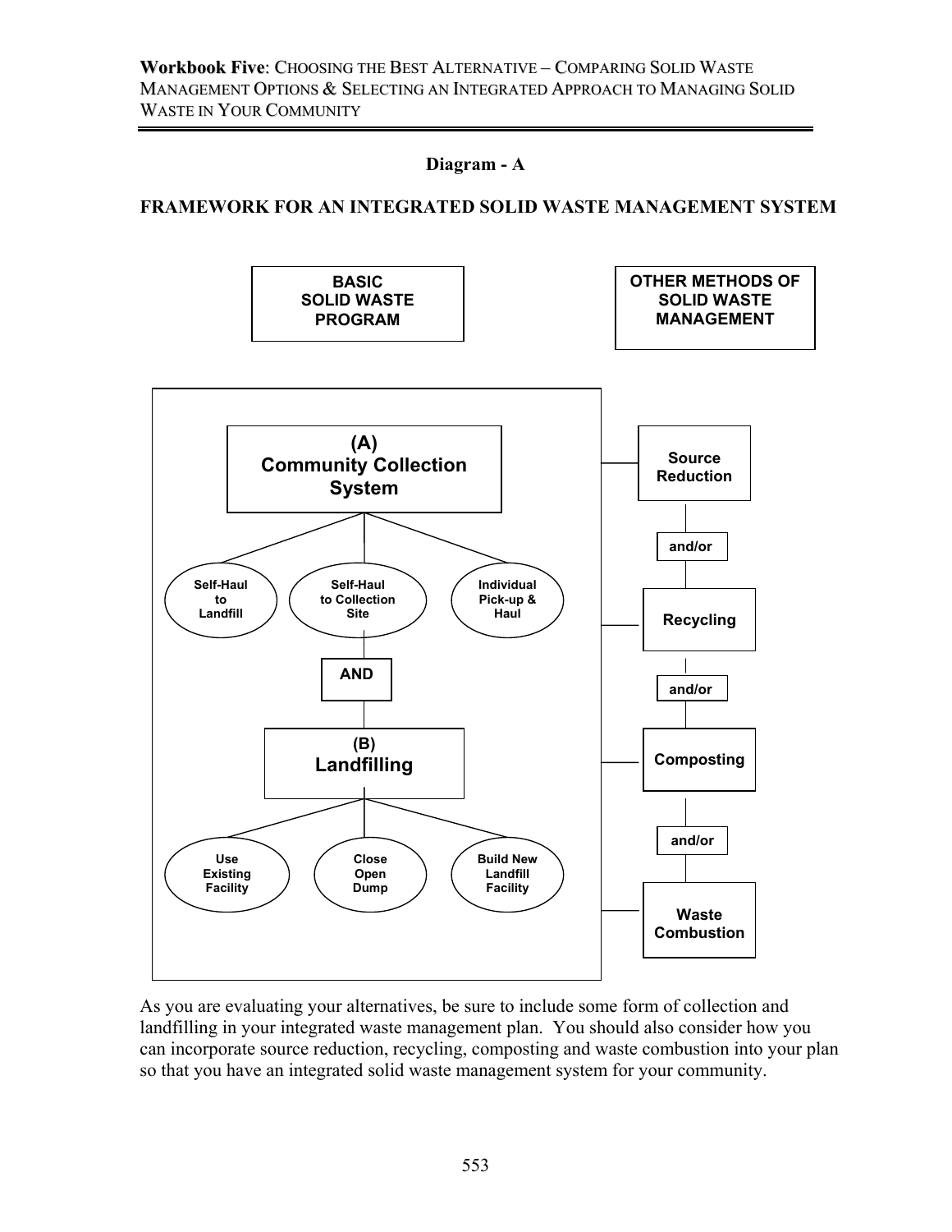## Diagram - A

### FRAMEWORK FOR AN INTEGRATED SOLID WASTE MANAGEMENT SYSTEM

**BASIC SOLID WASTE PROGRAM**

**(A) Community Collection System**

- Self-Haul to Landfill
- Self-Haul to Collection Site
- Individual Pick-up & Haul

**AND**

**(B) Landfilling**

- Use Existing Facility
- Close Open Dump
- Build New Landfill Facility

**OTHER METHODS OF SOLID WASTE MANAGEMENT**

- **Source Reduction**
- and/or
- **Recycling**
- and/or
- **Composting**
- and/or
- **Waste Combustion**

As you are evaluating your alternatives, be sure to include some form of collection and landfilling in your integrated waste management plan. You should also consider how you can incorporate source reduction, recycling, composting and waste combustion into your plan so that you have an integrated solid waste management system for your community.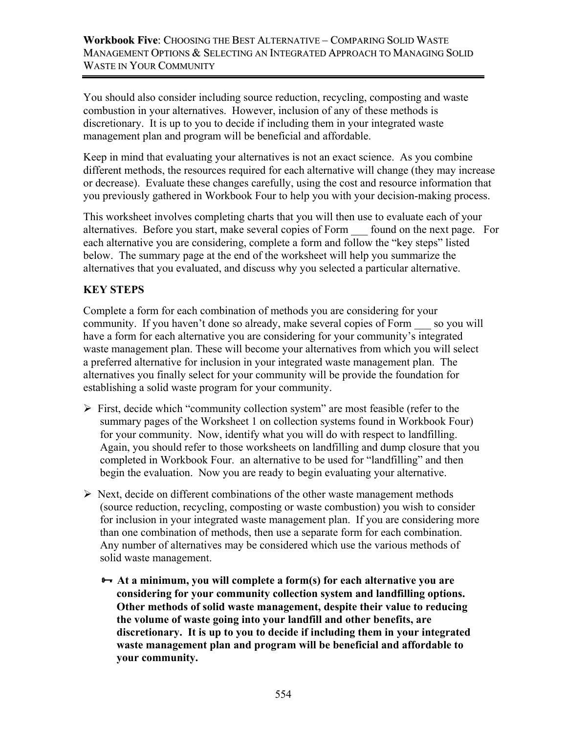You should also consider including source reduction, recycling, composting and waste combustion in your alternatives. However, inclusion of any of these methods is discretionary. It is up to you to decide if including them in your integrated waste management plan and program will be beneficial and affordable.

Keep in mind that evaluating your alternatives is not an exact science. As you combine different methods, the resources required for each alternative will change (they may increase or decrease). Evaluate these changes carefully, using the cost and resource information that you previously gathered in Workbook Four to help you with your decision-making process.

This worksheet involves completing charts that you will then use to evaluate each of your alternatives. Before you start, make several copies of Form ___ found on the next page. For each alternative you are considering, complete a form and follow the "key steps" listed below. The summary page at the end of the worksheet will help you summarize the alternatives that you evaluated, and discuss why you selected a particular alternative.

**KEY STEPS**

Complete a form for each combination of methods you are considering for your community. If you haven't done so already, make several copies of Form ___ so you will have a form for each alternative you are considering for your community's integrated waste management plan. These will become your alternatives from which you will select a preferred alternative for inclusion in your integrated waste management plan. The alternatives you finally select for your community will be provide the foundation for establishing a solid waste program for your community.

- First, decide which "community collection system" are most feasible (refer to the summary pages of the Worksheet 1 on collection systems found in Workbook Four) for your community. Now, identify what you will do with respect to landfilling. Again, you should refer to those worksheets on landfilling and dump closure that you completed in Workbook Four. an alternative to be used for "landfilling" and then begin the evaluation. Now you are ready to begin evaluating your alternative.
- Next, decide on different combinations of the other waste management methods (source reduction, recycling, composting or waste combustion) you wish to consider for inclusion in your integrated waste management plan. If you are considering more than one combination of methods, then use a separate form for each combination. Any number of alternatives may be considered which use the various methods of solid waste management.
  - **At a minimum, you will complete a form(s) for each alternative you are considering for your community collection system and landfilling options. Other methods of solid waste management, despite their value to reducing the volume of waste going into your landfill and other benefits, are discretionary. It is up to you to decide if including them in your integrated waste management plan and program will be beneficial and affordable to your community.**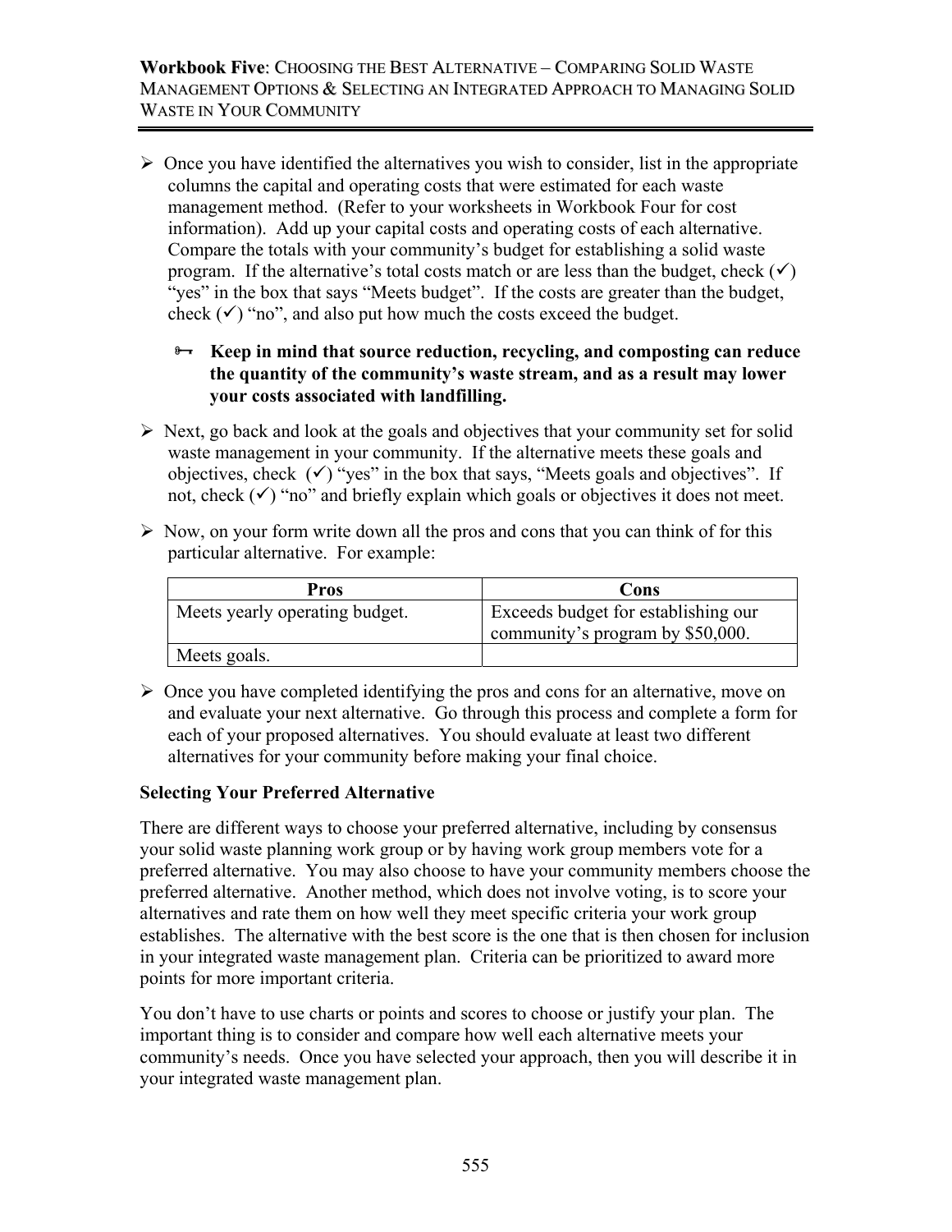- Once you have identified the alternatives you wish to consider, list in the appropriate columns the capital and operating costs that were estimated for each waste management method. (Refer to your worksheets in Workbook Four for cost information). Add up your capital costs and operating costs of each alternative. Compare the totals with your community's budget for establishing a solid waste program. If the alternative's total costs match or are less than the budget, check (✓) "yes" in the box that says "Meets budget". If the costs are greater than the budget, check (✓) "no", and also put how much the costs exceed the budget.

  - **Keep in mind that source reduction, recycling, and composting can reduce the quantity of the community's waste stream, and as a result may lower your costs associated with landfilling.**

- Next, go back and look at the goals and objectives that your community set for solid waste management in your community. If the alternative meets these goals and objectives, check (✓) "yes" in the box that says, "Meets goals and objectives". If not, check (✓) "no" and briefly explain which goals or objectives it does not meet.

- Now, on your form write down all the pros and cons that you can think of for this particular alternative. For example:

| Pros | Cons |
|---|---|
| Meets yearly operating budget. | Exceeds budget for establishing our community's program by $50,000. |
| Meets goals. | |

- Once you have completed identifying the pros and cons for an alternative, move on and evaluate your next alternative. Go through this process and complete a form for each of your proposed alternatives. You should evaluate at least two different alternatives for your community before making your final choice.

### Selecting Your Preferred Alternative

There are different ways to choose your preferred alternative, including by consensus your solid waste planning work group or by having work group members vote for a preferred alternative. You may also choose to have your community members choose the preferred alternative. Another method, which does not involve voting, is to score your alternatives and rate them on how well they meet specific criteria your work group establishes. The alternative with the best score is the one that is then chosen for inclusion in your integrated waste management plan. Criteria can be prioritized to award more points for more important criteria.

You don't have to use charts or points and scores to choose or justify your plan. The important thing is to consider and compare how well each alternative meets your community's needs. Once you have selected your approach, then you will describe it in your integrated waste management plan.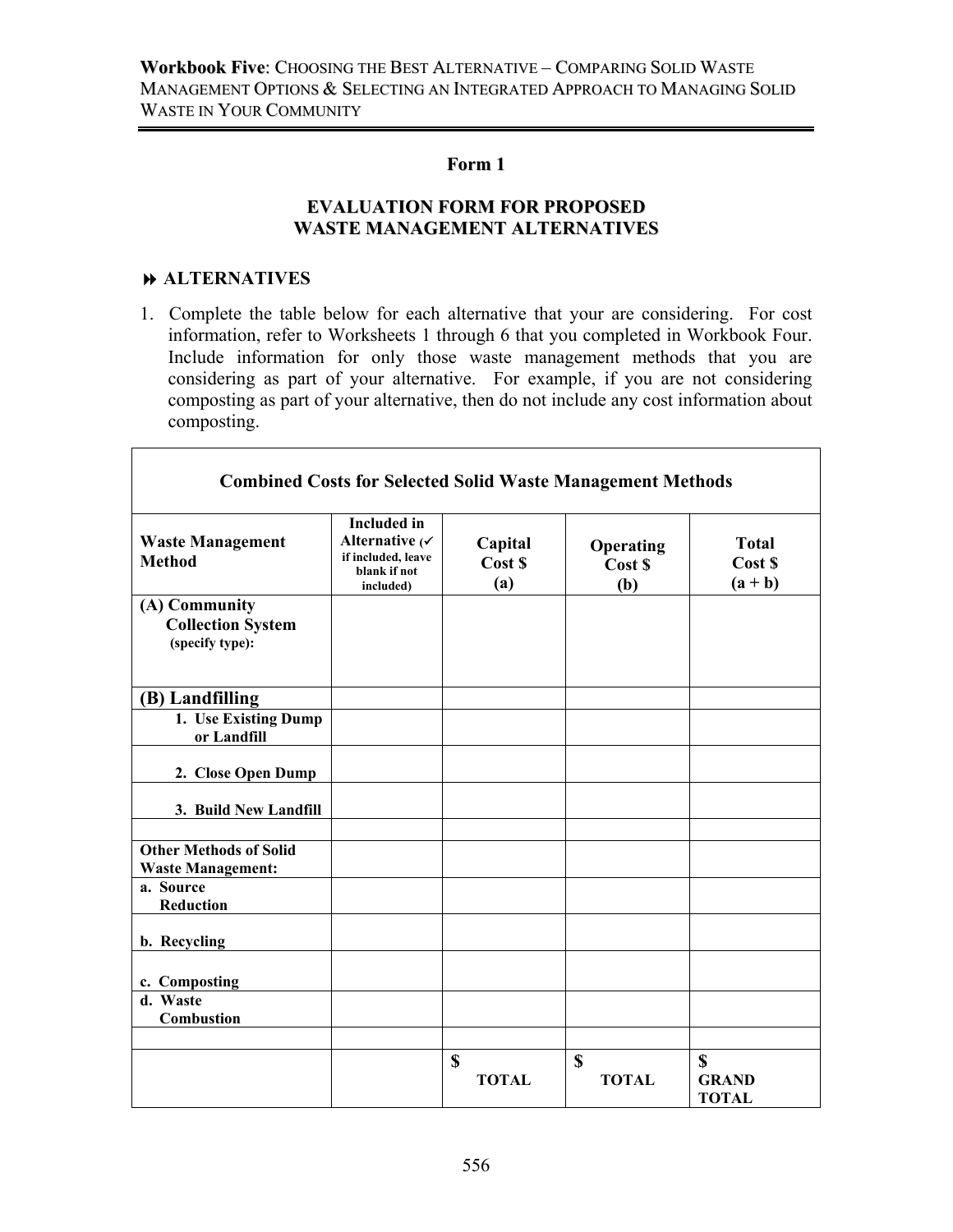## Form 1

## EVALUATION FORM FOR PROPOSED WASTE MANAGEMENT ALTERNATIVES

### ⏩ ALTERNATIVES

1. Complete the table below for each alternative that your are considering. For cost information, refer to Worksheets 1 through 6 that you completed in Workbook Four. Include information for only those waste management methods that you are considering as part of your alternative. For example, if you are not considering composting as part of your alternative, then do not include any cost information about composting.

| Combined Costs for Selected Solid Waste Management Methods | | | | |
|---|---|---|---|---|
| **Waste Management Method** | **Included in Alternative (✓ if included, leave blank if not included)** | **Capital Cost $ (a)** | **Operating Cost $ (b)** | **Total Cost $ (a + b)** |
| **(A) Community Collection System** (specify type): | | | | |
| **(B) Landfilling** | | | | |
| **1. Use Existing Dump or Landfill** | | | | |
| **2. Close Open Dump** | | | | |
| **3. Build New Landfill** | | | | |
| | | | | |
| **Other Methods of Solid Waste Management:** | | | | |
| **a. Source Reduction** | | | | |
| **b. Recycling** | | | | |
| **c. Composting** | | | | |
| **d. Waste Combustion** | | | | |
| | | | | |
| | | **$ TOTAL** | **$ TOTAL** | **$ GRAND TOTAL** |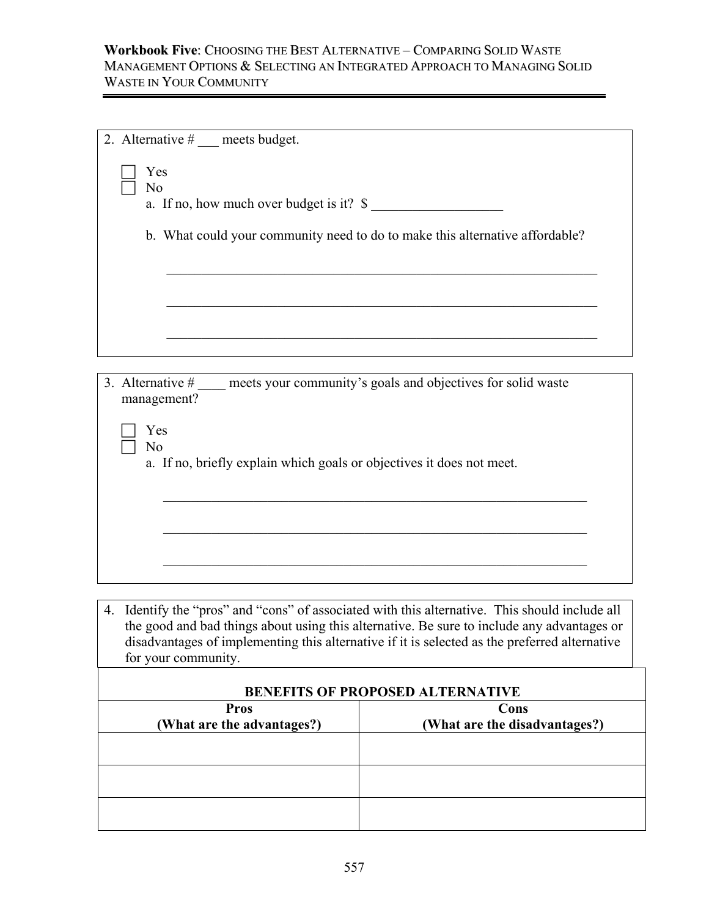2. Alternative # ___ meets budget.

   ☐ Yes
   ☐ No

   a. If no, how much over budget is it? $ ___________________

   b. What could your community need to do to make this alternative affordable?

   _______________________________________________________________

   _______________________________________________________________

   _______________________________________________________________

3. Alternative # ____ meets your community's goals and objectives for solid waste management?

   ☐ Yes
   ☐ No

   a. If no, briefly explain which goals or objectives it does not meet.

   _______________________________________________________________

   _______________________________________________________________

   _______________________________________________________________

4. Identify the "pros" and "cons" of associated with this alternative. This should include all the good and bad things about using this alternative. Be sure to include any advantages or disadvantages of implementing this alternative if it is selected as the preferred alternative for your community.

| **BENEFITS OF PROPOSED ALTERNATIVE** | |
|---|---|
| **Pros (What are the advantages?)** | **Cons (What are the disadvantages?)** |
| | |
| | |
| | |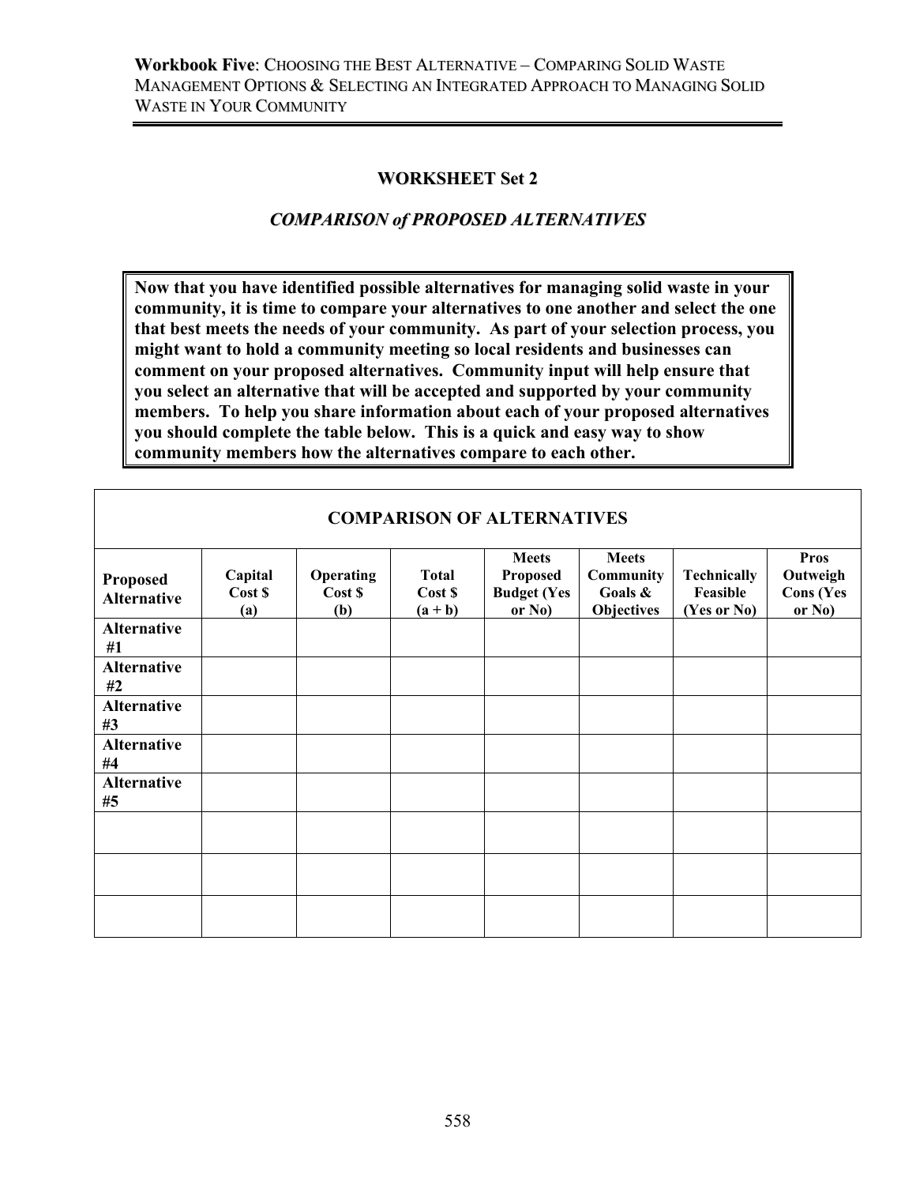## WORKSHEET Set 2

### *COMPARISON of PROPOSED ALTERNATIVES*

**Now that you have identified possible alternatives for managing solid waste in your community, it is time to compare your alternatives to one another and select the one that best meets the needs of your community. As part of your selection process, you might want to hold a community meeting so local residents and businesses can comment on your proposed alternatives. Community input will help ensure that you select an alternative that will be accepted and supported by your community members. To help you share information about each of your proposed alternatives you should complete the table below. This is a quick and easy way to show community members how the alternatives compare to each other.**

**COMPARISON OF ALTERNATIVES**

| Proposed Alternative | Capital Cost $ (a) | Operating Cost $ (b) | Total Cost $ (a + b) | Meets Proposed Budget (Yes or No) | Meets Community Goals & Objectives | Technically Feasible (Yes or No) | Pros Outweigh Cons (Yes or No) |
|---|---|---|---|---|---|---|---|
| **Alternative #1** | | | | | | | |
| **Alternative #2** | | | | | | | |
| **Alternative #3** | | | | | | | |
| **Alternative #4** | | | | | | | |
| **Alternative #5** | | | | | | | |
| | | | | | | | |
| | | | | | | | |
| | | | | | | | |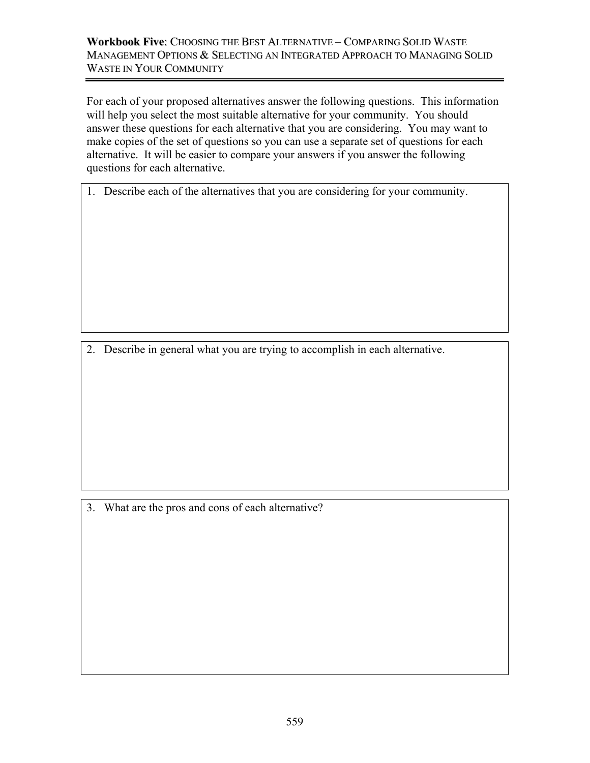For each of your proposed alternatives answer the following questions. This information will help you select the most suitable alternative for your community. You should answer these questions for each alternative that you are considering. You may want to make copies of the set of questions so you can use a separate set of questions for each alternative. It will be easier to compare your answers if you answer the following questions for each alternative.

1. Describe each of the alternatives that you are considering for your community.

2. Describe in general what you are trying to accomplish in each alternative.

3. What are the pros and cons of each alternative?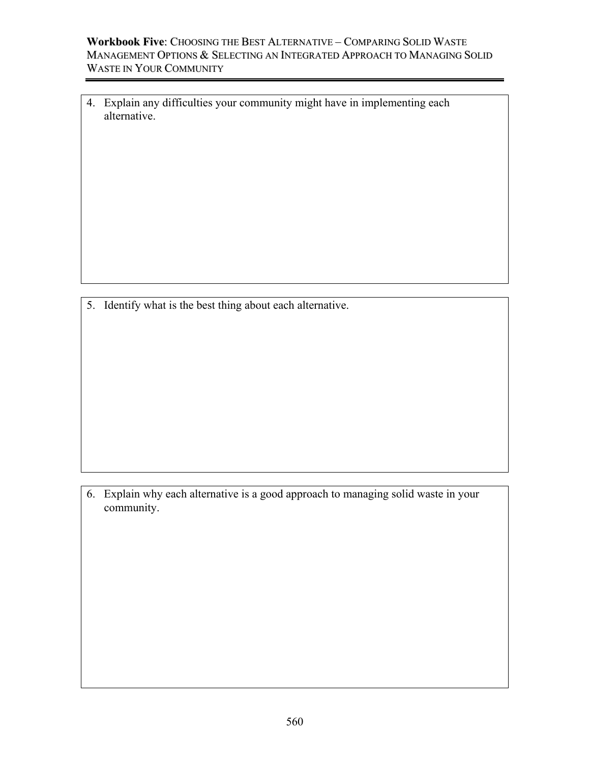4. Explain any difficulties your community might have in implementing each alternative.

5. Identify what is the best thing about each alternative.

6. Explain why each alternative is a good approach to managing solid waste in your community.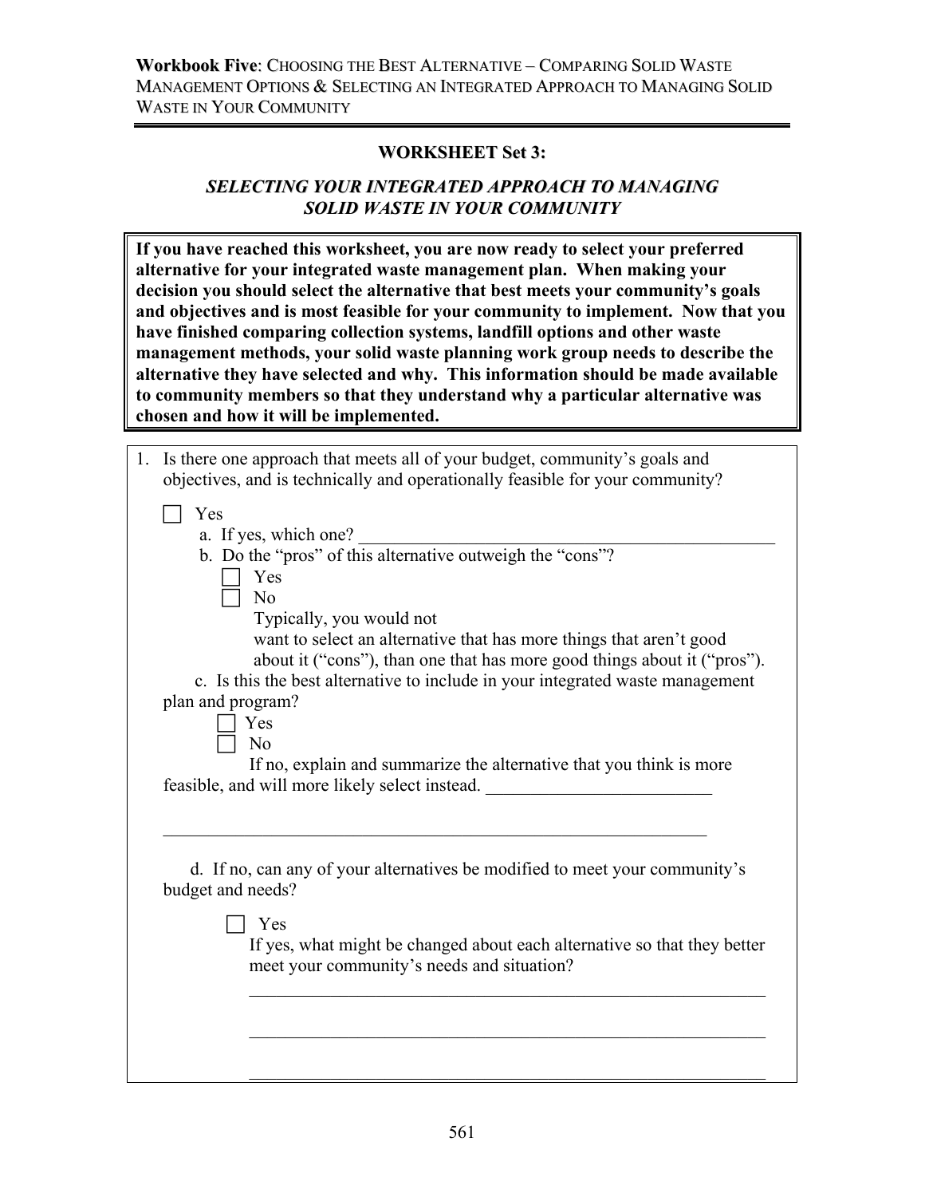## WORKSHEET Set 3:

### *SELECTING YOUR INTEGRATED APPROACH TO MANAGING SOLID WASTE IN YOUR COMMUNITY*

**If you have reached this worksheet, you are now ready to select your preferred alternative for your integrated waste management plan. When making your decision you should select the alternative that best meets your community's goals and objectives and is most feasible for your community to implement. Now that you have finished comparing collection systems, landfill options and other waste management methods, your solid waste planning work group needs to describe the alternative they have selected and why. This information should be made available to community members so that they understand why a particular alternative was chosen and how it will be implemented.**

1. Is there one approach that meets all of your budget, community's goals and objectives, and is technically and operationally feasible for your community?

   ☐ Yes

   a. If yes, which one? ______________________________________________

   b. Do the "pros" of this alternative outweigh the "cons"?

      ☐ Yes

      ☐ No

      Typically, you would not want to select an alternative that has more things that aren't good about it ("cons"), than one that has more good things about it ("pros").

   c. Is this the best alternative to include in your integrated waste management plan and program?

      ☐ Yes

      ☐ No

      If no, explain and summarize the alternative that you think is more feasible, and will more likely select instead. _________________________

      ______________________________________________________________

   d. If no, can any of your alternatives be modified to meet your community's budget and needs?

      ☐ Yes

      If yes, what might be changed about each alternative so that they better meet your community's needs and situation?

      ______________________________________________________________

      ______________________________________________________________

      ______________________________________________________________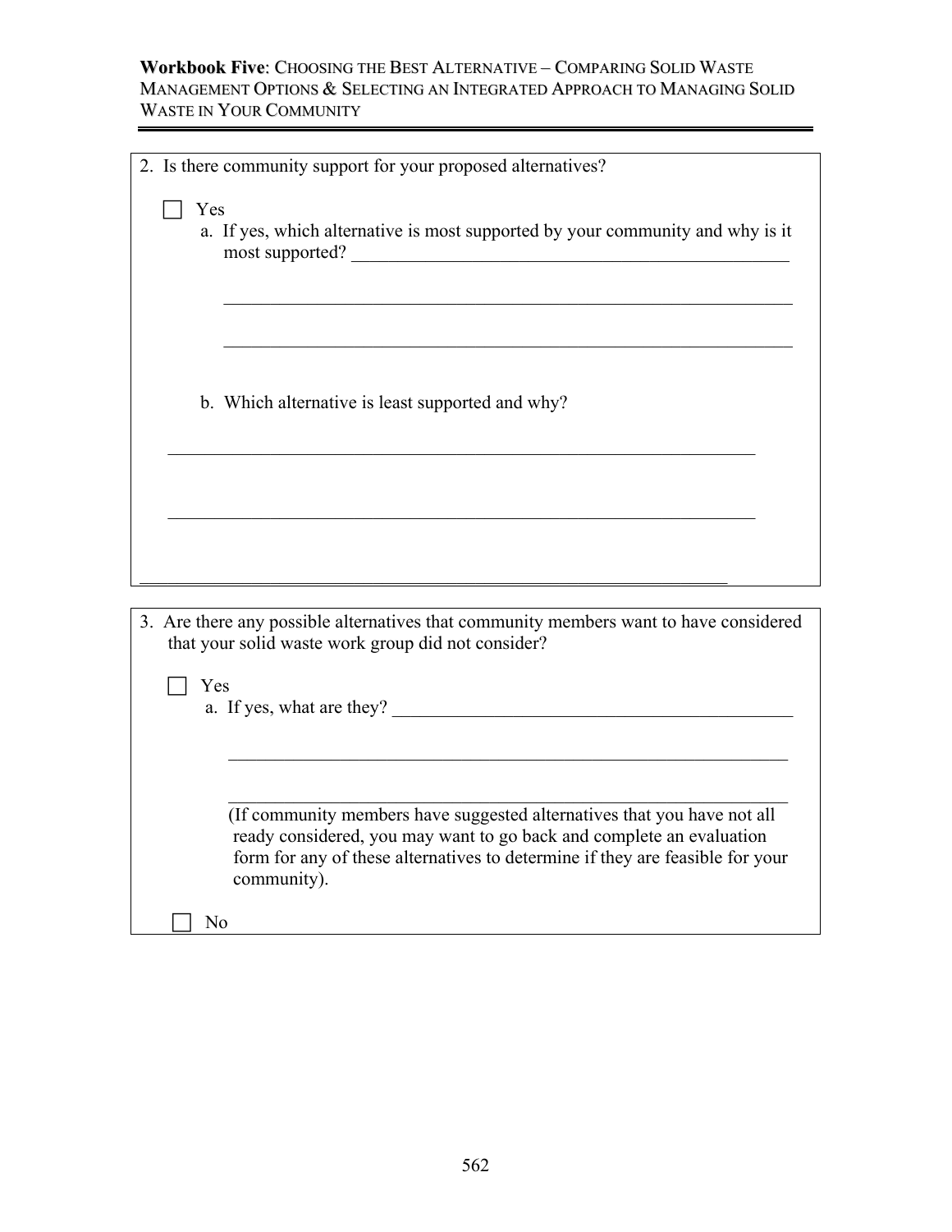2. Is there community support for your proposed alternatives?

☐ Yes

a. If yes, which alternative is most supported by your community and why is it most supported? ___________________________________________________

_______________________________________________________________

_______________________________________________________________

b. Which alternative is least supported and why?

_______________________________________________________________

_______________________________________________________________

_______________________________________________________________

3. Are there any possible alternatives that community members want to have considered that your solid waste work group did not consider?

☐ Yes

a. If yes, what are they? _____________________________________________

_______________________________________________________________

_______________________________________________________________

(If community members have suggested alternatives that you have not all ready considered, you may want to go back and complete an evaluation form for any of these alternatives to determine if they are feasible for your community).

☐ No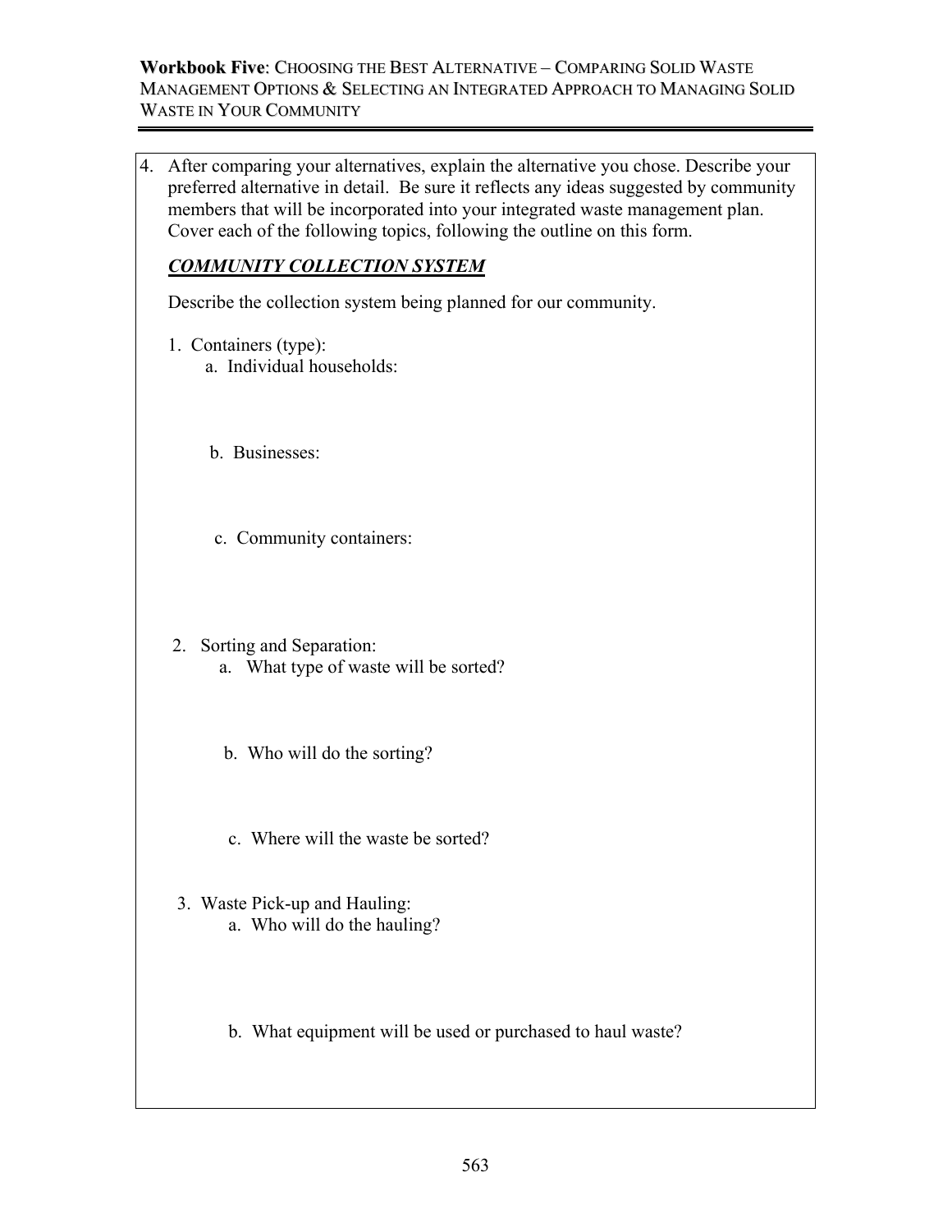4. After comparing your alternatives, explain the alternative you chose. Describe your preferred alternative in detail. Be sure it reflects any ideas suggested by community members that will be incorporated into your integrated waste management plan. Cover each of the following topics, following the outline on this form.

   ***COMMUNITY COLLECTION SYSTEM***

   Describe the collection system being planned for our community.

   1. Containers (type):
      a. Individual households:

      b. Businesses:

      c. Community containers:

   2. Sorting and Separation:
      a. What type of waste will be sorted?

      b. Who will do the sorting?

      c. Where will the waste be sorted?

   3. Waste Pick-up and Hauling:
      a. Who will do the hauling?

      b. What equipment will be used or purchased to haul waste?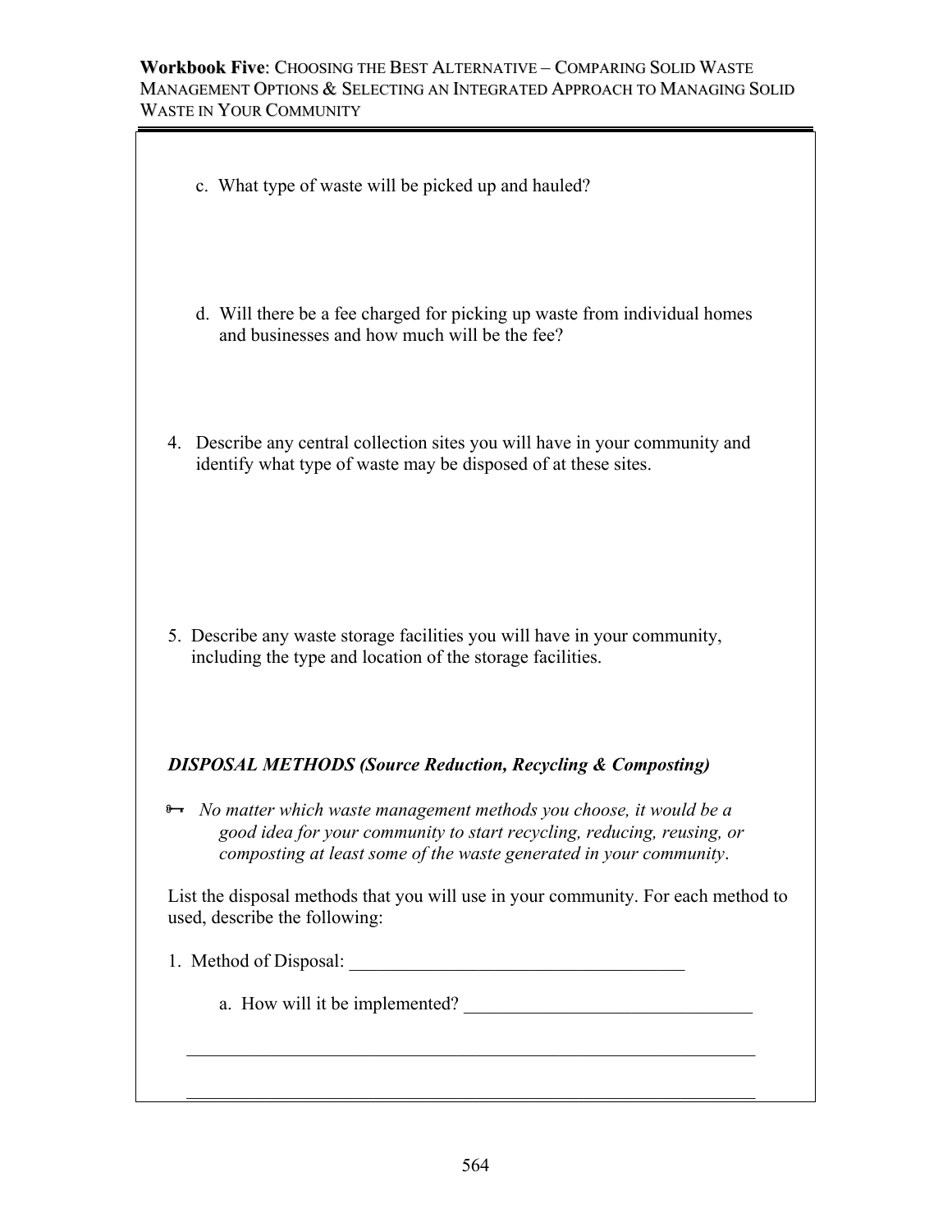c. What type of waste will be picked up and hauled?

d. Will there be a fee charged for picking up waste from individual homes and businesses and how much will be the fee?

4. Describe any central collection sites you will have in your community and identify what type of waste may be disposed of at these sites.

5. Describe any waste storage facilities you will have in your community, including the type and location of the storage facilities.

***DISPOSAL METHODS (Source Reduction, Recycling & Composting)***

🗝 *No matter which waste management methods you choose, it would be a good idea for your community to start recycling, reducing, reusing, or composting at least some of the waste generated in your community*.

List the disposal methods that you will use in your community. For each method to used, describe the following:

1. Method of Disposal: ____________________________________

   a. How will it be implemented? _______________________________

______________________________________________________________

______________________________________________________________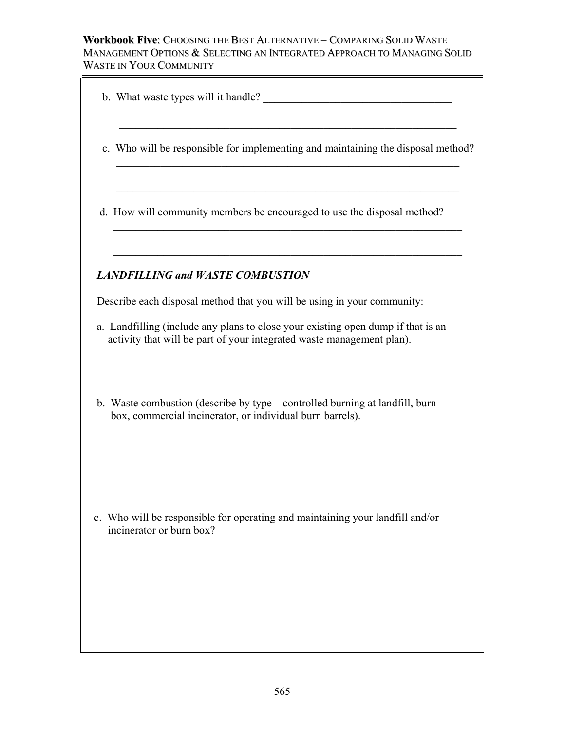b. What waste types will it handle? ___________________________________

_______________________________________________________________

c. Who will be responsible for implementing and maintaining the disposal method?
_______________________________________________________________

_______________________________________________________________

d. How will community members be encouraged to use the disposal method?
_______________________________________________________________

_______________________________________________________________

***LANDFILLING and WASTE COMBUSTION***

Describe each disposal method that you will be using in your community:

a. Landfilling (include any plans to close your existing open dump if that is an activity that will be part of your integrated waste management plan).

b. Waste combustion (describe by type – controlled burning at landfill, burn box, commercial incinerator, or individual burn barrels).

c. Who will be responsible for operating and maintaining your landfill and/or incinerator or burn box?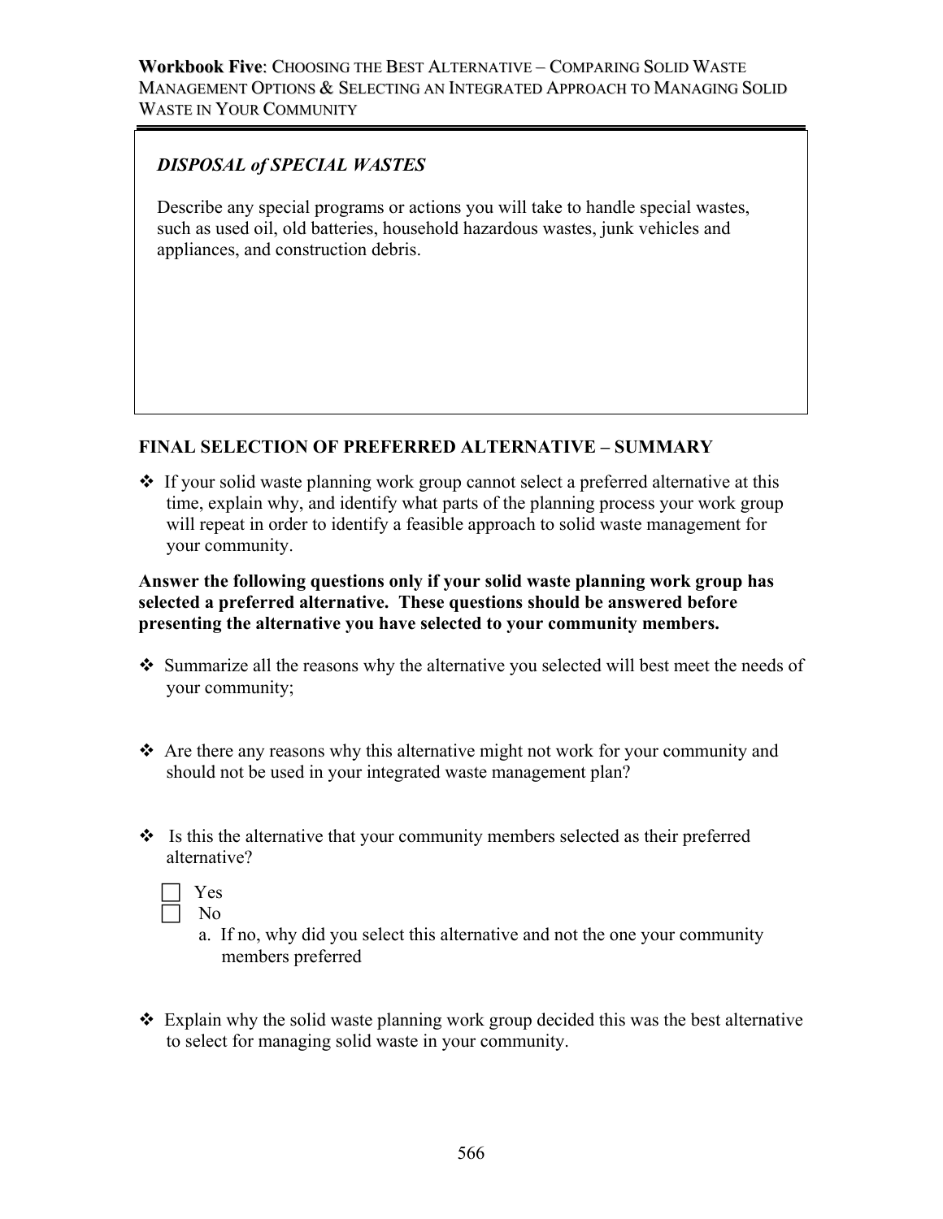### *DISPOSAL of SPECIAL WASTES*

Describe any special programs or actions you will take to handle special wastes, such as used oil, old batteries, household hazardous wastes, junk vehicles and appliances, and construction debris.

## FINAL SELECTION OF PREFERRED ALTERNATIVE – SUMMARY

- If your solid waste planning work group cannot select a preferred alternative at this time, explain why, and identify what parts of the planning process your work group will repeat in order to identify a feasible approach to solid waste management for your community.

**Answer the following questions only if your solid waste planning work group has selected a preferred alternative. These questions should be answered before presenting the alternative you have selected to your community members.**

- Summarize all the reasons why the alternative you selected will best meet the needs of your community;

- Are there any reasons why this alternative might not work for your community and should not be used in your integrated waste management plan?

- Is this the alternative that your community members selected as their preferred alternative?

  - [ ] Yes
  - [ ] No

  a. If no, why did you select this alternative and not the one your community members preferred

- Explain why the solid waste planning work group decided this was the best alternative to select for managing solid waste in your community.